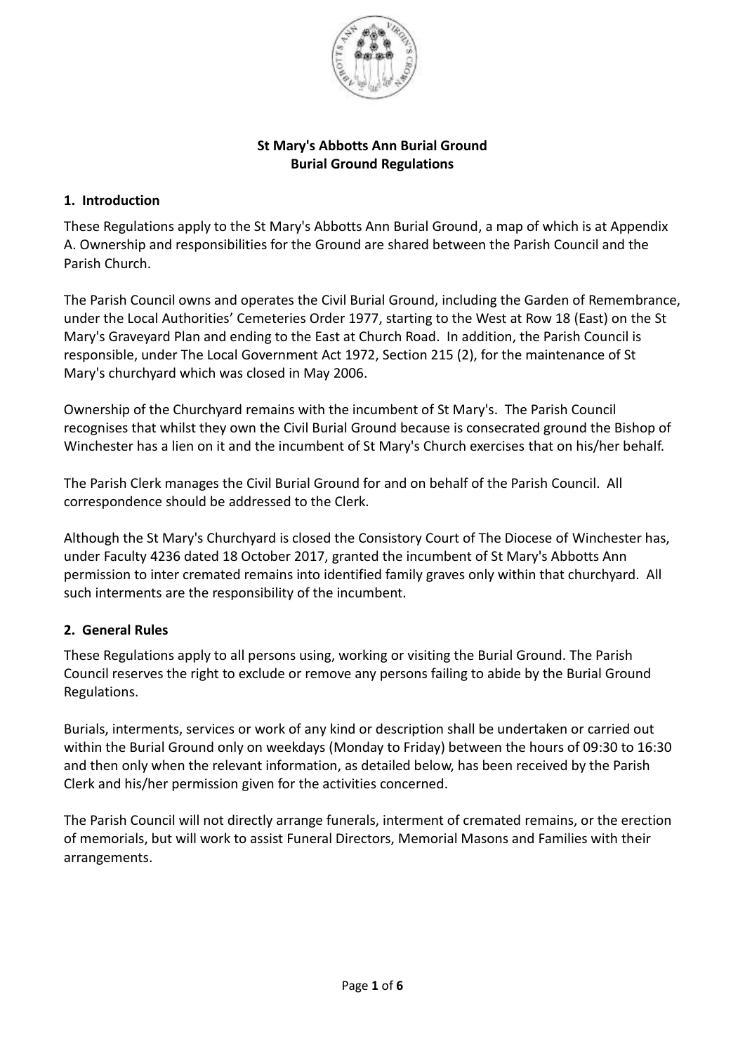**St Mary's Abbotts Ann Burial Ground**
**Burial Ground Regulations**

## 1. Introduction

These Regulations apply to the St Mary's Abbotts Ann Burial Ground, a map of which is at Appendix A. Ownership and responsibilities for the Ground are shared between the Parish Council and the Parish Church.

The Parish Council owns and operates the Civil Burial Ground, including the Garden of Remembrance, under the Local Authorities' Cemeteries Order 1977, starting to the West at Row 18 (East) on the St Mary's Graveyard Plan and ending to the East at Church Road. In addition, the Parish Council is responsible, under The Local Government Act 1972, Section 215 (2), for the maintenance of St Mary's churchyard which was closed in May 2006.

Ownership of the Churchyard remains with the incumbent of St Mary's. The Parish Council recognises that whilst they own the Civil Burial Ground because is consecrated ground the Bishop of Winchester has a lien on it and the incumbent of St Mary's Church exercises that on his/her behalf.

The Parish Clerk manages the Civil Burial Ground for and on behalf of the Parish Council. All correspondence should be addressed to the Clerk.

Although the St Mary's Churchyard is closed the Consistory Court of The Diocese of Winchester has, under Faculty 4236 dated 18 October 2017, granted the incumbent of St Mary's Abbotts Ann permission to inter cremated remains into identified family graves only within that churchyard. All such interments are the responsibility of the incumbent.

## 2. General Rules

These Regulations apply to all persons using, working or visiting the Burial Ground. The Parish Council reserves the right to exclude or remove any persons failing to abide by the Burial Ground Regulations.

Burials, interments, services or work of any kind or description shall be undertaken or carried out within the Burial Ground only on weekdays (Monday to Friday) between the hours of 09:30 to 16:30 and then only when the relevant information, as detailed below, has been received by the Parish Clerk and his/her permission given for the activities concerned.

The Parish Council will not directly arrange funerals, interment of cremated remains, or the erection of memorials, but will work to assist Funeral Directors, Memorial Masons and Families with their arrangements.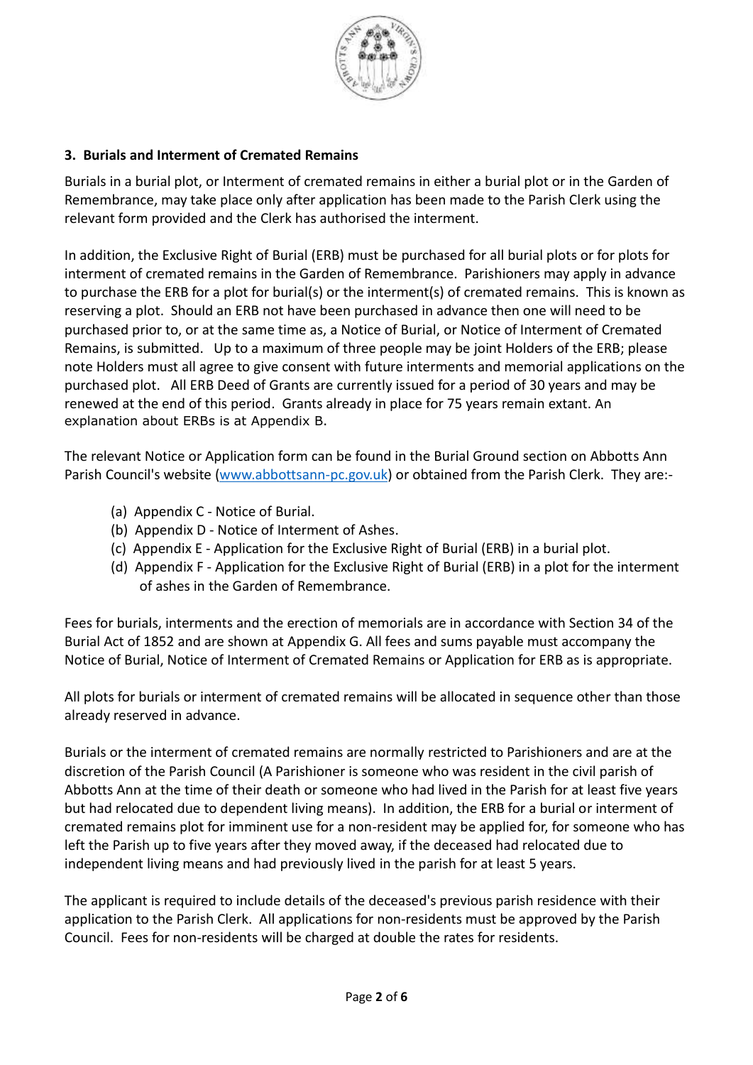### 3. Burials and Interment of Cremated Remains

Burials in a burial plot, or Interment of cremated remains in either a burial plot or in the Garden of Remembrance, may take place only after application has been made to the Parish Clerk using the relevant form provided and the Clerk has authorised the interment.

In addition, the Exclusive Right of Burial (ERB) must be purchased for all burial plots or for plots for interment of cremated remains in the Garden of Remembrance. Parishioners may apply in advance to purchase the ERB for a plot for burial(s) or the interment(s) of cremated remains. This is known as reserving a plot. Should an ERB not have been purchased in advance then one will need to be purchased prior to, or at the same time as, a Notice of Burial, or Notice of Interment of Cremated Remains, is submitted. Up to a maximum of three people may be joint Holders of the ERB; please note Holders must all agree to give consent with future interments and memorial applications on the purchased plot. All ERB Deed of Grants are currently issued for a period of 30 years and may be renewed at the end of this period. Grants already in place for 75 years remain extant. An explanation about ERBs is at Appendix B.

The relevant Notice or Application form can be found in the Burial Ground section on Abbotts Ann Parish Council's website (www.abbottsann-pc.gov.uk) or obtained from the Parish Clerk. They are:-

(a) Appendix C - Notice of Burial.
(b) Appendix D - Notice of Interment of Ashes.
(c) Appendix E - Application for the Exclusive Right of Burial (ERB) in a burial plot.
(d) Appendix F - Application for the Exclusive Right of Burial (ERB) in a plot for the interment of ashes in the Garden of Remembrance.

Fees for burials, interments and the erection of memorials are in accordance with Section 34 of the Burial Act of 1852 and are shown at Appendix G. All fees and sums payable must accompany the Notice of Burial, Notice of Interment of Cremated Remains or Application for ERB as is appropriate.

All plots for burials or interment of cremated remains will be allocated in sequence other than those already reserved in advance.

Burials or the interment of cremated remains are normally restricted to Parishioners and are at the discretion of the Parish Council (A Parishioner is someone who was resident in the civil parish of Abbotts Ann at the time of their death or someone who had lived in the Parish for at least five years but had relocated due to dependent living means). In addition, the ERB for a burial or interment of cremated remains plot for imminent use for a non-resident may be applied for, for someone who has left the Parish up to five years after they moved away, if the deceased had relocated due to independent living means and had previously lived in the parish for at least 5 years.

The applicant is required to include details of the deceased's previous parish residence with their application to the Parish Clerk. All applications for non-residents must be approved by the Parish Council. Fees for non-residents will be charged at double the rates for residents.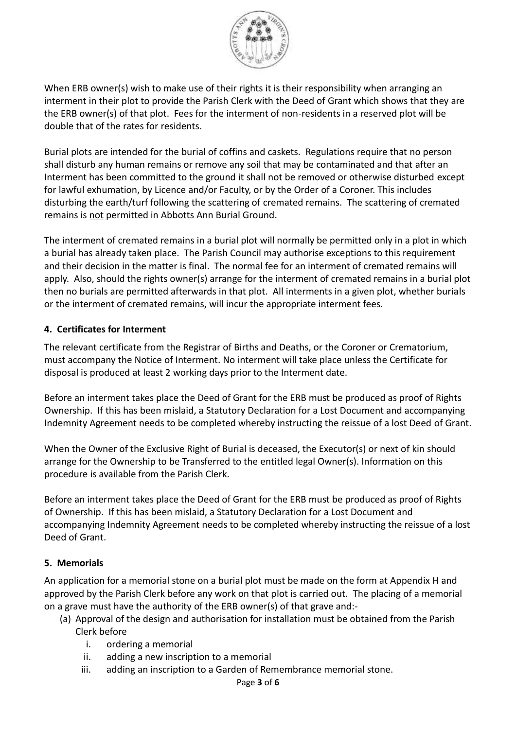When ERB owner(s) wish to make use of their rights it is their responsibility when arranging an interment in their plot to provide the Parish Clerk with the Deed of Grant which shows that they are the ERB owner(s) of that plot. Fees for the interment of non-residents in a reserved plot will be double that of the rates for residents.

Burial plots are intended for the burial of coffins and caskets. Regulations require that no person shall disturb any human remains or remove any soil that may be contaminated and that after an Interment has been committed to the ground it shall not be removed or otherwise disturbed except for lawful exhumation, by Licence and/or Faculty, or by the Order of a Coroner. This includes disturbing the earth/turf following the scattering of cremated remains. The scattering of cremated remains is <u>not</u> permitted in Abbotts Ann Burial Ground.

The interment of cremated remains in a burial plot will normally be permitted only in a plot in which a burial has already taken place. The Parish Council may authorise exceptions to this requirement and their decision in the matter is final. The normal fee for an interment of cremated remains will apply. Also, should the rights owner(s) arrange for the interment of cremated remains in a burial plot then no burials are permitted afterwards in that plot. All interments in a given plot, whether burials or the interment of cremated remains, will incur the appropriate interment fees.

### 4. Certificates for Interment

The relevant certificate from the Registrar of Births and Deaths, or the Coroner or Crematorium, must accompany the Notice of Interment. No interment will take place unless the Certificate for disposal is produced at least 2 working days prior to the Interment date.

Before an interment takes place the Deed of Grant for the ERB must be produced as proof of Rights Ownership. If this has been mislaid, a Statutory Declaration for a Lost Document and accompanying Indemnity Agreement needs to be completed whereby instructing the reissue of a lost Deed of Grant.

When the Owner of the Exclusive Right of Burial is deceased, the Executor(s) or next of kin should arrange for the Ownership to be Transferred to the entitled legal Owner(s). Information on this procedure is available from the Parish Clerk.

Before an interment takes place the Deed of Grant for the ERB must be produced as proof of Rights of Ownership. If this has been mislaid, a Statutory Declaration for a Lost Document and accompanying Indemnity Agreement needs to be completed whereby instructing the reissue of a lost Deed of Grant.

### 5. Memorials

An application for a memorial stone on a burial plot must be made on the form at Appendix H and approved by the Parish Clerk before any work on that plot is carried out. The placing of a memorial on a grave must have the authority of the ERB owner(s) of that grave and:-

(a) Approval of the design and authorisation for installation must be obtained from the Parish Clerk before
   i. ordering a memorial
   ii. adding a new inscription to a memorial
   iii. adding an inscription to a Garden of Remembrance memorial stone.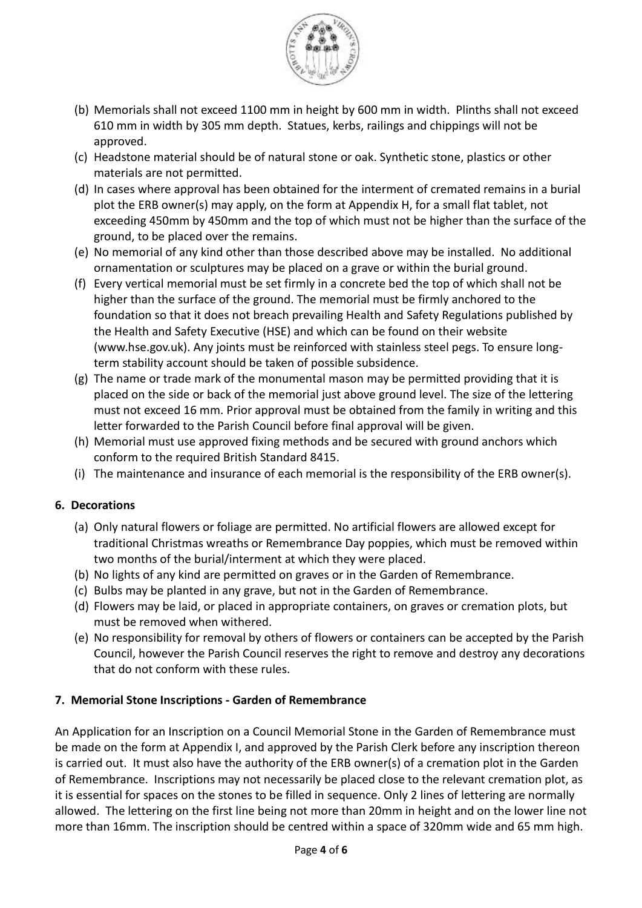(b) Memorials shall not exceed 1100 mm in height by 600 mm in width. Plinths shall not exceed 610 mm in width by 305 mm depth. Statues, kerbs, railings and chippings will not be approved.

(c) Headstone material should be of natural stone or oak. Synthetic stone, plastics or other materials are not permitted.

(d) In cases where approval has been obtained for the interment of cremated remains in a burial plot the ERB owner(s) may apply, on the form at Appendix H, for a small flat tablet, not exceeding 450mm by 450mm and the top of which must not be higher than the surface of the ground, to be placed over the remains.

(e) No memorial of any kind other than those described above may be installed. No additional ornamentation or sculptures may be placed on a grave or within the burial ground.

(f) Every vertical memorial must be set firmly in a concrete bed the top of which shall not be higher than the surface of the ground. The memorial must be firmly anchored to the foundation so that it does not breach prevailing Health and Safety Regulations published by the Health and Safety Executive (HSE) and which can be found on their website (www.hse.gov.uk). Any joints must be reinforced with stainless steel pegs. To ensure long-term stability account should be taken of possible subsidence.

(g) The name or trade mark of the monumental mason may be permitted providing that it is placed on the side or back of the memorial just above ground level. The size of the lettering must not exceed 16 mm. Prior approval must be obtained from the family in writing and this letter forwarded to the Parish Council before final approval will be given.

(h) Memorial must use approved fixing methods and be secured with ground anchors which conform to the required British Standard 8415.

(i) The maintenance and insurance of each memorial is the responsibility of the ERB owner(s).

## 6. Decorations

(a) Only natural flowers or foliage are permitted. No artificial flowers are allowed except for traditional Christmas wreaths or Remembrance Day poppies, which must be removed within two months of the burial/interment at which they were placed.

(b) No lights of any kind are permitted on graves or in the Garden of Remembrance.

(c) Bulbs may be planted in any grave, but not in the Garden of Remembrance.

(d) Flowers may be laid, or placed in appropriate containers, on graves or cremation plots, but must be removed when withered.

(e) No responsibility for removal by others of flowers or containers can be accepted by the Parish Council, however the Parish Council reserves the right to remove and destroy any decorations that do not conform with these rules.

## 7. Memorial Stone Inscriptions - Garden of Remembrance

An Application for an Inscription on a Council Memorial Stone in the Garden of Remembrance must be made on the form at Appendix I, and approved by the Parish Clerk before any inscription thereon is carried out. It must also have the authority of the ERB owner(s) of a cremation plot in the Garden of Remembrance. Inscriptions may not necessarily be placed close to the relevant cremation plot, as it is essential for spaces on the stones to be filled in sequence. Only 2 lines of lettering are normally allowed. The lettering on the first line being not more than 20mm in height and on the lower line not more than 16mm. The inscription should be centred within a space of 320mm wide and 65 mm high.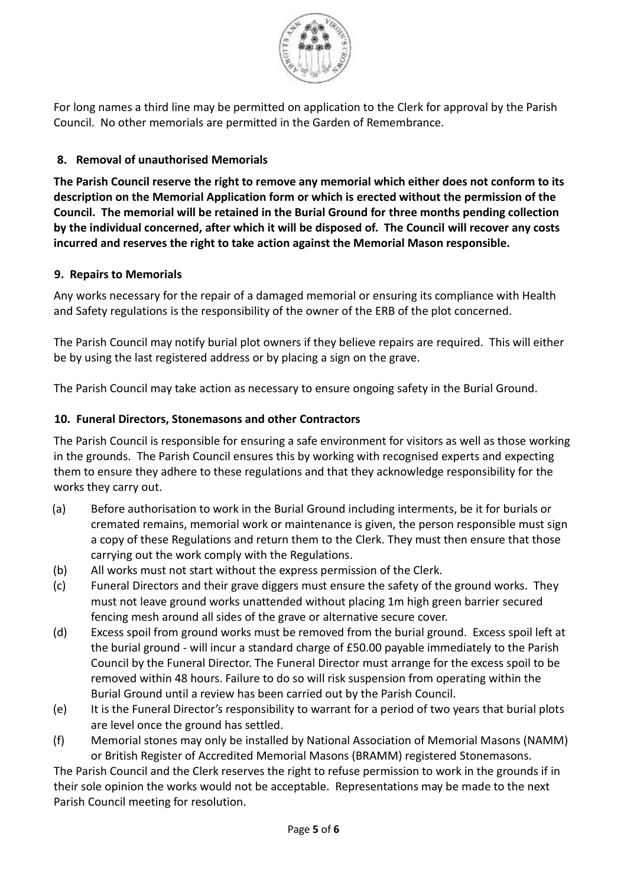For long names a third line may be permitted on application to the Clerk for approval by the Parish Council. No other memorials are permitted in the Garden of Remembrance.

## 8. Removal of unauthorised Memorials

**The Parish Council reserve the right to remove any memorial which either does not conform to its description on the Memorial Application form or which is erected without the permission of the Council. The memorial will be retained in the Burial Ground for three months pending collection by the individual concerned, after which it will be disposed of. The Council will recover any costs incurred and reserves the right to take action against the Memorial Mason responsible.**

## 9. Repairs to Memorials

Any works necessary for the repair of a damaged memorial or ensuring its compliance with Health and Safety regulations is the responsibility of the owner of the ERB of the plot concerned.

The Parish Council may notify burial plot owners if they believe repairs are required. This will either be by using the last registered address or by placing a sign on the grave.

The Parish Council may take action as necessary to ensure ongoing safety in the Burial Ground.

## 10. Funeral Directors, Stonemasons and other Contractors

The Parish Council is responsible for ensuring a safe environment for visitors as well as those working in the grounds. The Parish Council ensures this by working with recognised experts and expecting them to ensure they adhere to these regulations and that they acknowledge responsibility for the works they carry out.

(a) Before authorisation to work in the Burial Ground including interments, be it for burials or cremated remains, memorial work or maintenance is given, the person responsible must sign a copy of these Regulations and return them to the Clerk. They must then ensure that those carrying out the work comply with the Regulations.

(b) All works must not start without the express permission of the Clerk.

(c) Funeral Directors and their grave diggers must ensure the safety of the ground works. They must not leave ground works unattended without placing 1m high green barrier secured fencing mesh around all sides of the grave or alternative secure cover.

(d) Excess spoil from ground works must be removed from the burial ground. Excess spoil left at the burial ground - will incur a standard charge of £50.00 payable immediately to the Parish Council by the Funeral Director. The Funeral Director must arrange for the excess spoil to be removed within 48 hours. Failure to do so will risk suspension from operating within the Burial Ground until a review has been carried out by the Parish Council.

(e) It is the Funeral Director's responsibility to warrant for a period of two years that burial plots are level once the ground has settled.

(f) Memorial stones may only be installed by National Association of Memorial Masons (NAMM) or British Register of Accredited Memorial Masons (BRAMM) registered Stonemasons.

The Parish Council and the Clerk reserves the right to refuse permission to work in the grounds if in their sole opinion the works would not be acceptable. Representations may be made to the next Parish Council meeting for resolution.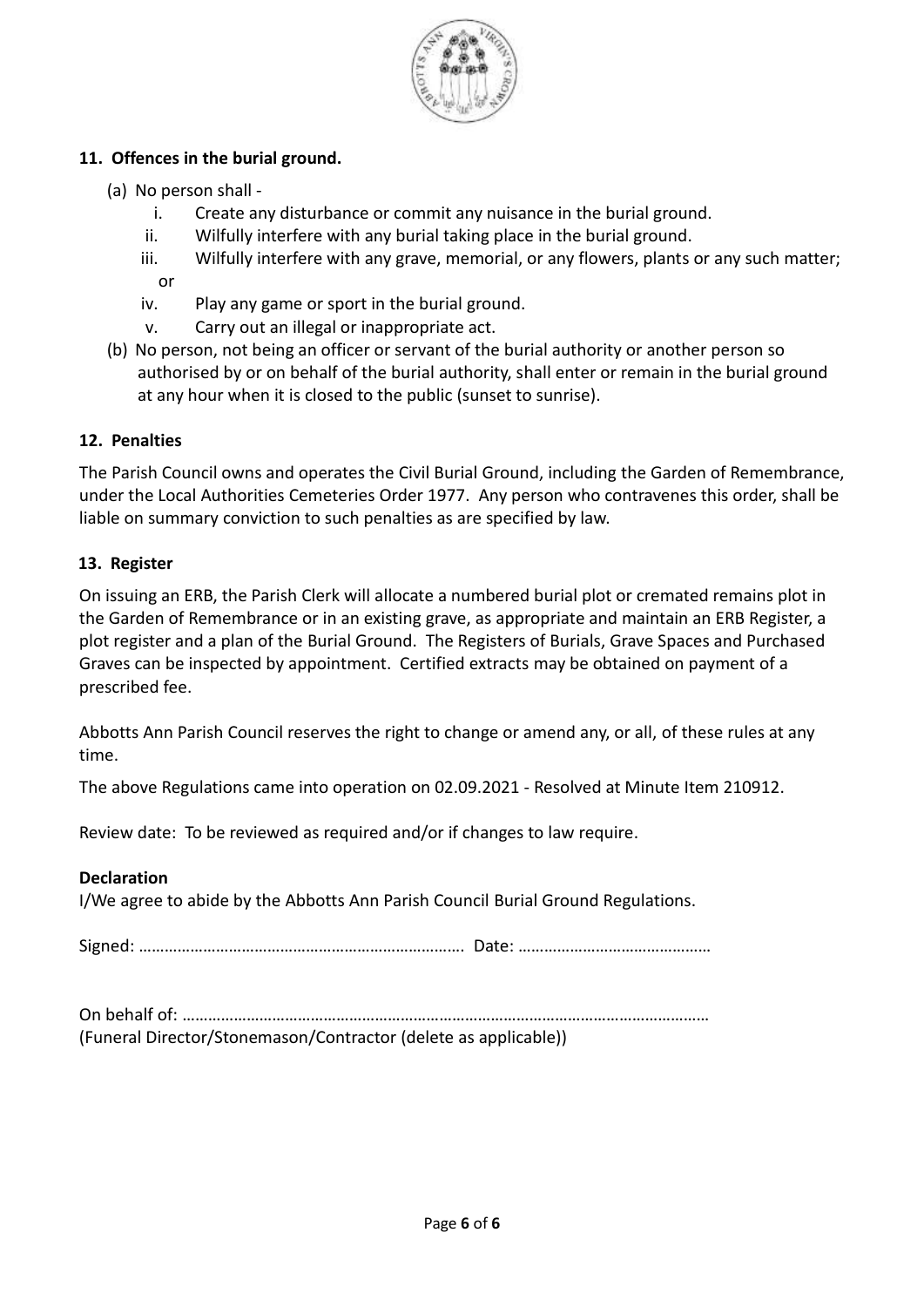## 11. Offences in the burial ground.

(a) No person shall -

  i. Create any disturbance or commit any nuisance in the burial ground.
  ii. Wilfully interfere with any burial taking place in the burial ground.
  iii. Wilfully interfere with any grave, memorial, or any flowers, plants or any such matter; or
  iv. Play any game or sport in the burial ground.
  v. Carry out an illegal or inappropriate act.

(b) No person, not being an officer or servant of the burial authority or another person so authorised by or on behalf of the burial authority, shall enter or remain in the burial ground at any hour when it is closed to the public (sunset to sunrise).

## 12. Penalties

The Parish Council owns and operates the Civil Burial Ground, including the Garden of Remembrance, under the Local Authorities Cemeteries Order 1977. Any person who contravenes this order, shall be liable on summary conviction to such penalties as are specified by law.

## 13. Register

On issuing an ERB, the Parish Clerk will allocate a numbered burial plot or cremated remains plot in the Garden of Remembrance or in an existing grave, as appropriate and maintain an ERB Register, a plot register and a plan of the Burial Ground. The Registers of Burials, Grave Spaces and Purchased Graves can be inspected by appointment. Certified extracts may be obtained on payment of a prescribed fee.

Abbotts Ann Parish Council reserves the right to change or amend any, or all, of these rules at any time.

The above Regulations came into operation on 02.09.2021 - Resolved at Minute Item 210912.

Review date: To be reviewed as required and/or if changes to law require.

**Declaration**

I/We agree to abide by the Abbotts Ann Parish Council Burial Ground Regulations.

Signed: ………………………………………………………………… Date: ………………………………………

On behalf of: ………………………………………………………………………………………………………
(Funeral Director/Stonemason/Contractor (delete as applicable))